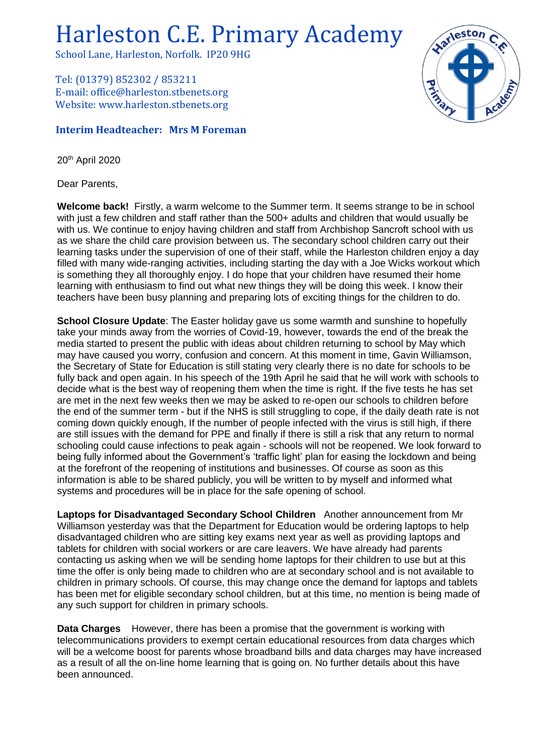# Harleston C.E. Primary Academy

School Lane, Harleston, Norfolk. IP20 9HG

Tel: (01379) 852302 / 853211
E-mail: office@harleston.stbenets.org
Website: www.harleston.stbenets.org

**Interim Headteacher: Mrs M Foreman**

20th April 2020

Dear Parents,

**Welcome back!** Firstly, a warm welcome to the Summer term. It seems strange to be in school with just a few children and staff rather than the 500+ adults and children that would usually be with us. We continue to enjoy having children and staff from Archbishop Sancroft school with us as we share the child care provision between us. The secondary school children carry out their learning tasks under the supervision of one of their staff, while the Harleston children enjoy a day filled with many wide-ranging activities, including starting the day with a Joe Wicks workout which is something they all thoroughly enjoy. I do hope that your children have resumed their home learning with enthusiasm to find out what new things they will be doing this week. I know their teachers have been busy planning and preparing lots of exciting things for the children to do.

**School Closure Update**: The Easter holiday gave us some warmth and sunshine to hopefully take your minds away from the worries of Covid-19, however, towards the end of the break the media started to present the public with ideas about children returning to school by May which may have caused you worry, confusion and concern. At this moment in time, Gavin Williamson, the Secretary of State for Education is still stating very clearly there is no date for schools to be fully back and open again. In his speech of the 19th April he said that he will work with schools to decide what is the best way of reopening them when the time is right. If the five tests he has set are met in the next few weeks then we may be asked to re-open our schools to children before the end of the summer term - but if the NHS is still struggling to cope, if the daily death rate is not coming down quickly enough, If the number of people infected with the virus is still high, if there are still issues with the demand for PPE and finally if there is still a risk that any return to normal schooling could cause infections to peak again - schools will not be reopened. We look forward to being fully informed about the Government's 'traffic light' plan for easing the lockdown and being at the forefront of the reopening of institutions and businesses. Of course as soon as this information is able to be shared publicly, you will be written to by myself and informed what systems and procedures will be in place for the safe opening of school.

**Laptops for Disadvantaged Secondary School Children** Another announcement from Mr Williamson yesterday was that the Department for Education would be ordering laptops to help disadvantaged children who are sitting key exams next year as well as providing laptops and tablets for children with social workers or are care leavers. We have already had parents contacting us asking when we will be sending home laptops for their children to use but at this time the offer is only being made to children who are at secondary school and is not available to children in primary schools. Of course, this may change once the demand for laptops and tablets has been met for eligible secondary school children, but at this time, no mention is being made of any such support for children in primary schools.

**Data Charges** However, there has been a promise that the government is working with telecommunications providers to exempt certain educational resources from data charges which will be a welcome boost for parents whose broadband bills and data charges may have increased as a result of all the on-line home learning that is going on. No further details about this have been announced.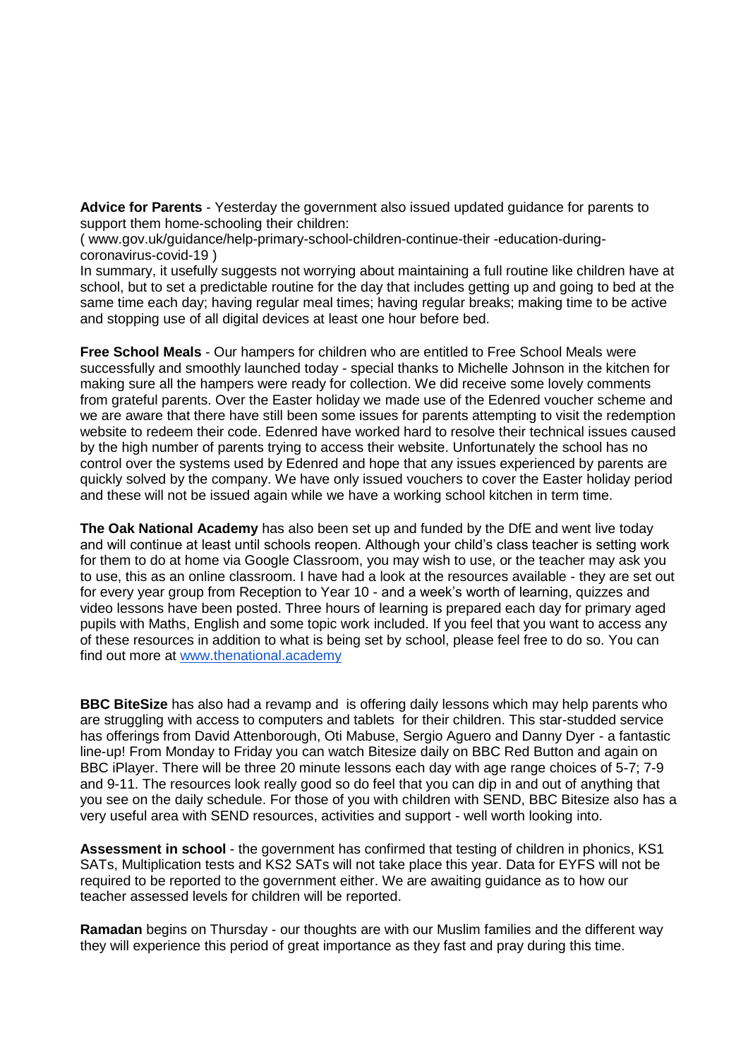**Advice for Parents** - Yesterday the government also issued updated guidance for parents to support them home-schooling their children:
( www.gov.uk/guidance/help-primary-school-children-continue-their -education-during-coronavirus-covid-19 )
In summary, it usefully suggests not worrying about maintaining a full routine like children have at school, but to set a predictable routine for the day that includes getting up and going to bed at the same time each day; having regular meal times; having regular breaks; making time to be active and stopping use of all digital devices at least one hour before bed.

**Free School Meals** - Our hampers for children who are entitled to Free School Meals were successfully and smoothly launched today - special thanks to Michelle Johnson in the kitchen for making sure all the hampers were ready for collection. We did receive some lovely comments from grateful parents. Over the Easter holiday we made use of the Edenred voucher scheme and we are aware that there have still been some issues for parents attempting to visit the redemption website to redeem their code. Edenred have worked hard to resolve their technical issues caused by the high number of parents trying to access their website. Unfortunately the school has no control over the systems used by Edenred and hope that any issues experienced by parents are quickly solved by the company. We have only issued vouchers to cover the Easter holiday period and these will not be issued again while we have a working school kitchen in term time.

**The Oak National Academy** has also been set up and funded by the DfE and went live today and will continue at least until schools reopen. Although your child's class teacher is setting work for them to do at home via Google Classroom, you may wish to use, or the teacher may ask you to use, this as an online classroom. I have had a look at the resources available - they are set out for every year group from Reception to Year 10 - and a week's worth of learning, quizzes and video lessons have been posted. Three hours of learning is prepared each day for primary aged pupils with Maths, English and some topic work included. If you feel that you want to access any of these resources in addition to what is being set by school, please feel free to do so. You can find out more at [www.thenational.academy](http://www.thenational.academy)

**BBC BiteSize** has also had a revamp and is offering daily lessons which may help parents who are struggling with access to computers and tablets for their children. This star-studded service has offerings from David Attenborough, Oti Mabuse, Sergio Aguero and Danny Dyer - a fantastic line-up! From Monday to Friday you can watch Bitesize daily on BBC Red Button and again on BBC iPlayer. There will be three 20 minute lessons each day with age range choices of 5-7; 7-9 and 9-11. The resources look really good so do feel that you can dip in and out of anything that you see on the daily schedule. For those of you with children with SEND, BBC Bitesize also has a very useful area with SEND resources, activities and support - well worth looking into.

**Assessment in school** - the government has confirmed that testing of children in phonics, KS1 SATs, Multiplication tests and KS2 SATs will not take place this year. Data for EYFS will not be required to be reported to the government either. We are awaiting guidance as to how our teacher assessed levels for children will be reported.

**Ramadan** begins on Thursday - our thoughts are with our Muslim families and the different way they will experience this period of great importance as they fast and pray during this time.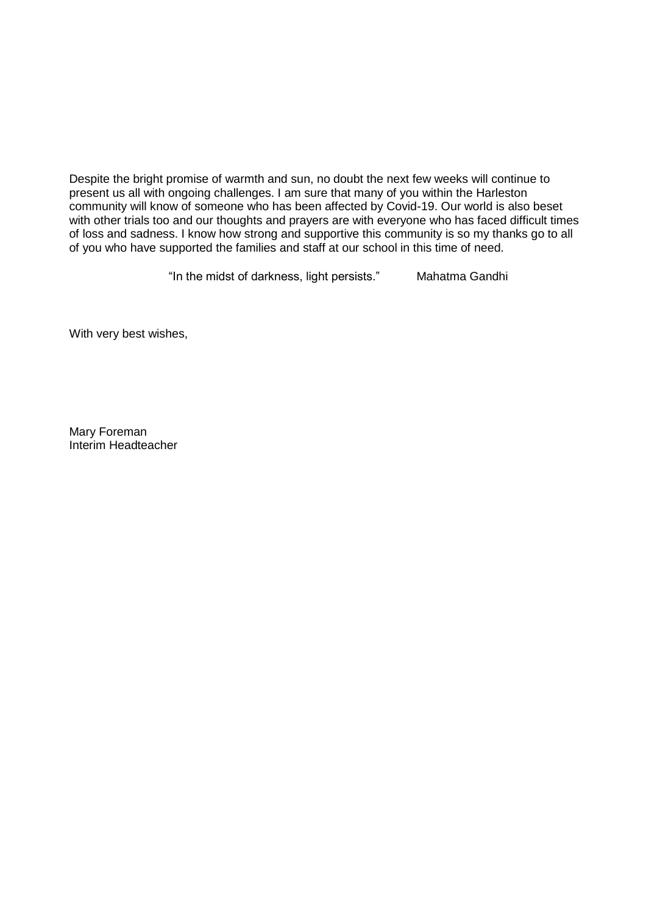Despite the bright promise of warmth and sun, no doubt the next few weeks will continue to present us all with ongoing challenges. I am sure that many of you within the Harleston community will know of someone who has been affected by Covid-19. Our world is also beset with other trials too and our thoughts and prayers are with everyone who has faced difficult times of loss and sadness. I know how strong and supportive this community is so my thanks go to all of you who have supported the families and staff at our school in this time of need.

"In the midst of darkness, light persists." Mahatma Gandhi

With very best wishes,

Mary Foreman  
Interim Headteacher